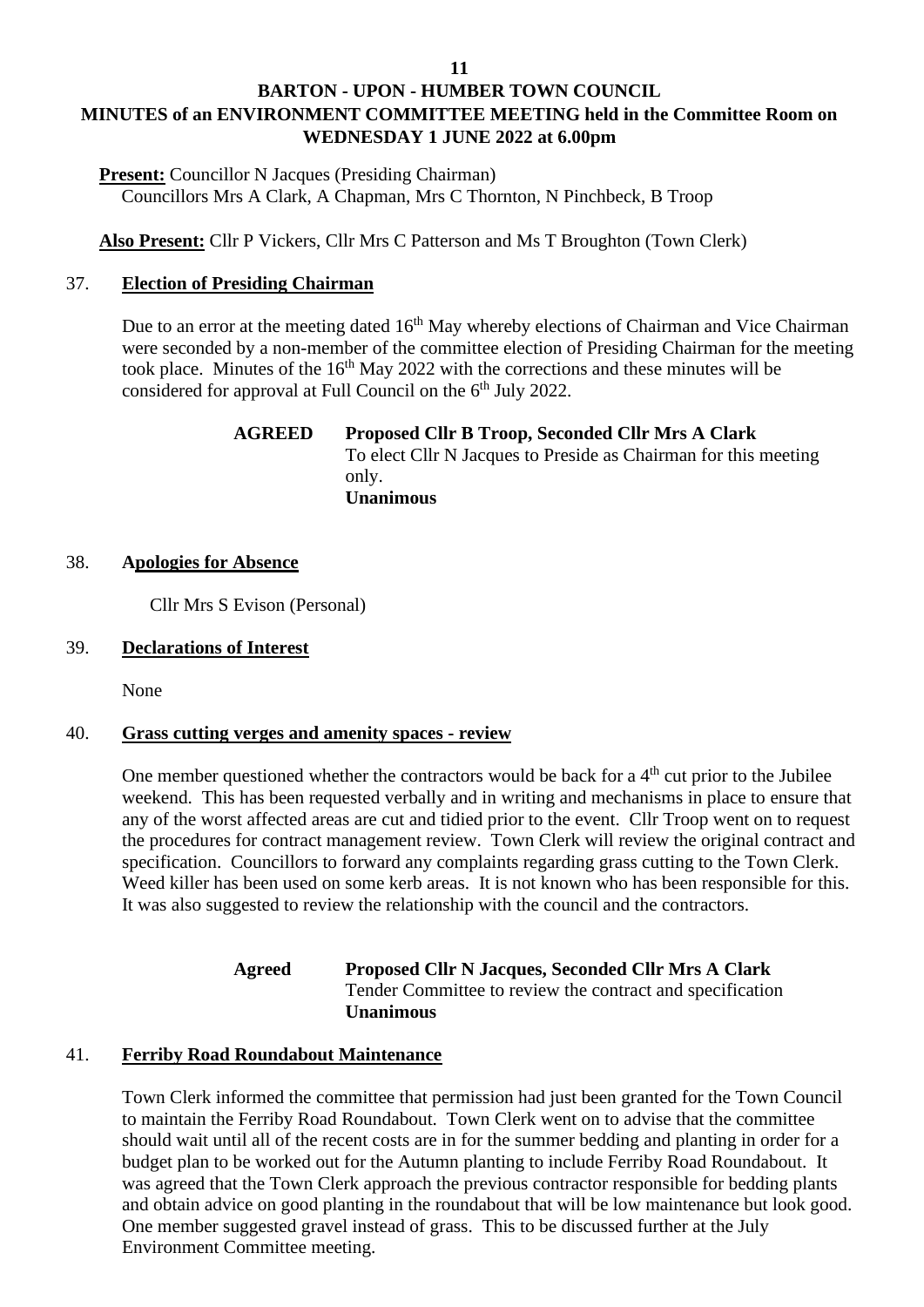# BARTON - UPON - HUMBER TOWN COUNCIL

## MINUTES of an ENVIRONMENT COMMITTEE MEETING held in the Committee Room on WEDNESDAY 1 JUNE 2022 at 6.00pm

**Present:** Councillor N Jacques (Presiding Chairman)
Councillors Mrs A Clark, A Chapman, Mrs C Thornton, N Pinchbeck, B Troop

**Also Present:** Cllr P Vickers, Cllr Mrs C Patterson and Ms T Broughton (Town Clerk)

### 37. Election of Presiding Chairman

Due to an error at the meeting dated 16th May whereby elections of Chairman and Vice Chairman were seconded by a non-member of the committee election of Presiding Chairman for the meeting took place. Minutes of the 16th May 2022 with the corrections and these minutes will be considered for approval at Full Council on the 6th July 2022.

**AGREED** **Proposed Cllr B Troop, Seconded Cllr Mrs A Clark**
To elect Cllr N Jacques to Preside as Chairman for this meeting only.
**Unanimous**

### 38. Apologies for Absence

Cllr Mrs S Evison (Personal)

### 39. Declarations of Interest

None

### 40. Grass cutting verges and amenity spaces - review

One member questioned whether the contractors would be back for a 4th cut prior to the Jubilee weekend. This has been requested verbally and in writing and mechanisms in place to ensure that any of the worst affected areas are cut and tidied prior to the event. Cllr Troop went on to request the procedures for contract management review. Town Clerk will review the original contract and specification. Councillors to forward any complaints regarding grass cutting to the Town Clerk. Weed killer has been used on some kerb areas. It is not known who has been responsible for this. It was also suggested to review the relationship with the council and the contractors.

**Agreed** **Proposed Cllr N Jacques, Seconded Cllr Mrs A Clark**
Tender Committee to review the contract and specification
**Unanimous**

### 41. Ferriby Road Roundabout Maintenance

Town Clerk informed the committee that permission had just been granted for the Town Council to maintain the Ferriby Road Roundabout. Town Clerk went on to advise that the committee should wait until all of the recent costs are in for the summer bedding and planting in order for a budget plan to be worked out for the Autumn planting to include Ferriby Road Roundabout. It was agreed that the Town Clerk approach the previous contractor responsible for bedding plants and obtain advice on good planting in the roundabout that will be low maintenance but look good. One member suggested gravel instead of grass. This to be discussed further at the July Environment Committee meeting.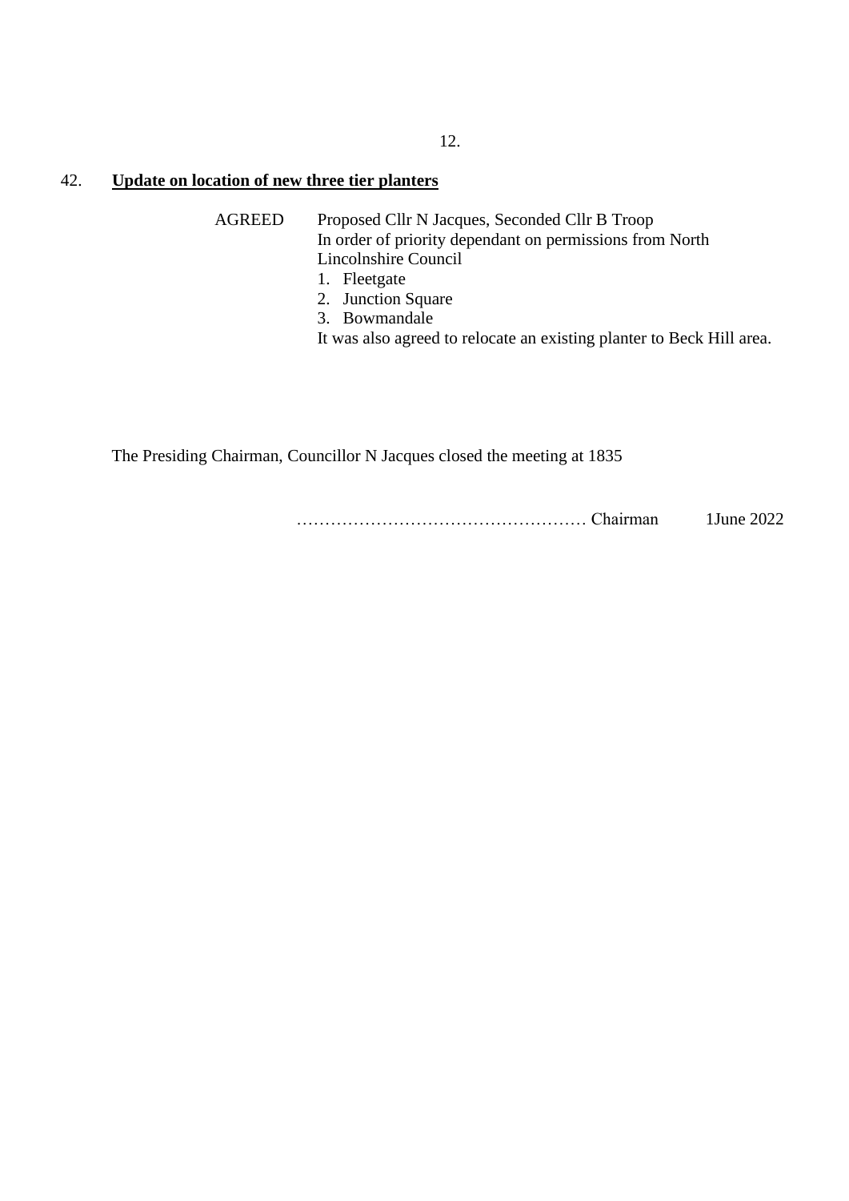42. **Update on location of new three tier planters**

AGREED Proposed Cllr N Jacques, Seconded Cllr B Troop
In order of priority dependant on permissions from North Lincolnshire Council

1. Fleetgate
2. Junction Square
3. Bowmandale

It was also agreed to relocate an existing planter to Beck Hill area.

The Presiding Chairman, Councillor N Jacques closed the meeting at 1835

…………………………………………… Chairman 1June 2022